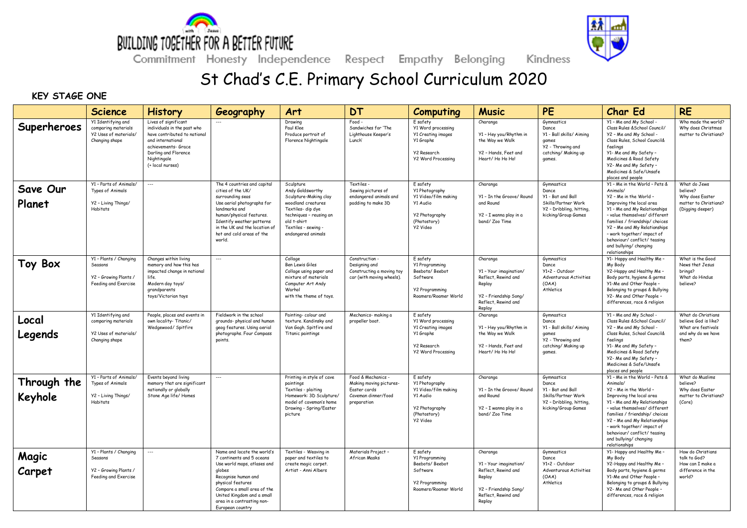BUILDING TOGETHER FOR A BETTER FUTURE

Commitment Honesty Independence Respect Empathy Belonging Kindness

# St Chad's C.E. Primary School Curriculum 2020

**KEY STAGE ONE**

| | Science | History | Geography | Art | DT | Computing | Music | PE | Char Ed | RE |
|---|---|---|---|---|---|---|---|---|---|---|
| **Superheroes** | Y1 Identifying and comparing materials<br>Y2 Uses of materials/ Changing shape | Lives of significant individuals in the past who have contributed to national and international achievements- Grace Darling and Florence Nightingale<br>(+ local nurses) | --- | Drawing<br>Paul Klee<br>Produce portrait of Florence Nightingale | Food -<br>Sandwiches for 'The Lighthouse Keeper's Lunch' | E safety<br>Y1 Word processing<br>Y1 Creating images<br>Y1 Graphs<br><br>Y2 Research<br>Y2 Word Processing | Charanga<br><br>Y1 - Hey you/Rhythm in the Way we Walk<br><br>Y2 - Hands, Feet and Heart/ Ho Ho Ho! | Gymnastics<br>Dance<br>Y1 - Ball skills/ Aiming games<br>Y2 - Throwing and catching/ Making up games. | Y1 – Me and My School - Class Rules &School Council/<br>Y2 – Me and My School - Class Rules, School Council& feelings<br>Y1- Me and My Safety – Medicines & Road Safety<br>Y2- Me and My Safety – Medicines & Safe/Unsafe places and people | Who made the world?<br>Why does Christmas matter to Christians? |
| **Save Our Planet** | Y1 – Parts of Animals/ Types of Animals<br><br>Y2 – Living Things/ Habitats | --- | The 4 countries and capital cities of the UK/ surrounding seas<br>Use aerial photographs for landmarks and human/physical features.<br>Identify weather patterns in the UK and the location of hot and cold areas of the world. | Sculpture<br>Andy Goldsworthy<br>Sculpture-Making clay woodland creatures<br>Textiles- dip dye techniques – reusing an old t-shirt<br>Textiles - sewing - endangered animals | Textiles -<br>Sewing pictures of endangered animals and padding to make 3D | E safety<br>Y1 Photography<br>Y1 Video/film making<br>Y1 Audio<br><br>Y2 Photography (Photostory)<br>Y2 Video | Charanga<br><br>Y1 – In the Groove/ Round and Round<br><br>Y2 – I wanna play in a band/ Zoo Time | Gymnastics<br>Dance<br>Y1 - Bat and Ball Skills/Partner Work<br>Y2 – Dribbling, hitting, kicking/Group Games | Y1 – Me in the World – Pets & Animals/<br>Y2 – Me in the World – Improving the local area<br>Y1 – Me and My Relationships – value themselves/ different families / friendship/ choices<br>Y2 – Me and My Relationships – work together/ impact of behaviour/ conflict/ teasing and bullying/ changing relationships | What do Jews believe?<br>Why does Easter matter to Christians? (Digging deeper) |
| **Toy Box** | Y1 – Plants / Changing Seasons<br><br>Y2 – Growing Plants / Feeding and Exercise | Changes within living memory and how this has impacted change in national life.<br>Modern day toys/ grandparents toys/Victorian toys | --- | Collage<br>Ben Lewis Giles<br>Collage using paper and mixture of materials<br>Computer Art Andy Warhol<br>with the theme of toys. | Construction -<br>Designing and Constructing a moving toy car (with moving wheels). | E safety<br>Y1 Programming<br>Beebots/ Beebot Software<br><br>Y2 Programming<br>Roamers/Roamer World | Charanga<br><br>Y1 – Your imagination/ Reflect, Rewind and Replay<br><br>Y2 – Friendship Song/ Reflect, Rewind and Replay | Gymnastics<br>Dance<br>Y1+2 – Outdoor Adventurous Activities (OAA)<br>Athletics | Y1- Happy and Healthy Me – My Body<br>Y2-Happy and Healthy Me – Body parts, hygiene & germs<br>Y1-Me and Other People – Belonging to groups & Bullying<br>Y2- Me and Other People – differences, race & religion | What is the Good News that Jesus brings?<br>What do Hindus believe? |
| **Local Legends** | Y1 Identifying and comparing materials<br><br>Y2 Uses of materials/ Changing shape | People, places and events in own locality- Titanic/ Wedgewood/ Spitfire | Fieldwork in the school grounds- physical and human geog features. Using aerial photographs. Four Compass points. | Painting- colour and texture. Kandinsky and Van Gogh. Spitfire and Titanic paintings | Mechanics- making a propeller boat. | E safety<br>Y1 Word processing<br>Y1 Creating images<br>Y1 Graphs<br><br>Y2 Research<br>Y2 Word Processing | Charanga<br><br>Y1 – Hey you/Rhythm in the Way we Walk<br><br>Y2 – Hands, Feet and Heart/ Ho Ho Ho! | Gymnastics<br>Dance<br>Y1 - Ball skills/ Aiming games<br>Y2 - Throwing and catching/ Making up games. | Y1 – Me and My School - Class Rules &School Council/<br>Y2 – Me and My School - Class Rules, School Council& feelings<br>Y1- Me and My Safety – Medicines & Road Safety<br>Y2- Me and My Safety – Medicines & Safe/Unsafe places and people | What do Christians believe God is like?<br>What are festivals and why do we have them? |
| **Through the Keyhole** | Y1 – Parts of Animals/ Types of Animals<br><br>Y2 – Living Things/ Habitats | Events beyond living memory that are significant nationally or globally<br>Stone Age life/ Homes | --- | Printing in style of cave paintings<br>Textiles - plaiting<br>Homework: 3D Sculpture/ model of caveman's home<br>Drawing - Spring/Easter picture | Food & Mechanics -<br>Making moving pictures- Easter cards<br>Caveman dinner/food preparation | E safety<br>Y1 Photography<br>Y1 Video/film making<br>Y1 Audio<br><br>Y2 Photography (Photostory)<br>Y2 Video | Charanga<br><br>Y1 – In the Groove/ Round and Round<br><br>Y2 – I wanna play in a band/ Zoo Time | Gymnastics<br>Dance<br>Y1 - Bat and Ball Skills/Partner Work<br>Y2 – Dribbling, hitting, kicking/Group Games | Y1 – Me in the World – Pets & Animals/<br>Y2 – Me in the World – Improving the local area<br>Y1 – Me and My Relationships – value themselves/ different families / friendship/ choices<br>Y2 – Me and My Relationships – work together/ impact of behaviour/ conflict/ teasing and bullying/ changing relationships | What do Muslims believe?<br>Why does Easter matter to Christians? (Core) |
| **Magic Carpet** | Y1 – Plants / Changing Seasons<br><br>Y2 – Growing Plants / Feeding and Exercise | --- | Name and locate the world's 7 continents and 5 oceans<br>Use world maps, atlases and globes<br>Recognise human and physical features<br>Compare a small area of the United Kingdom and a small area in a contrasting non-European country | Textiles - Weaving in paper and textiles to create magic carpet.<br>Artist - Anni Albers | Materials Project – African Masks | E safety<br>Y1 Programming<br>Beebots/ Beebot Software<br><br>Y2 Programming<br>Roamers/Roamer World | Charanga<br><br>Y1 – Your imagination/ Reflect, Rewind and Replay<br><br>Y2 – Friendship Song/ Reflect, Rewind and Replay | Gymnastics<br>Dance<br>Y1+2 – Outdoor Adventurous Activities (OAA)<br>Athletics | Y1- Happy and Healthy Me – My Body<br>Y2-Happy and Healthy Me – Body parts, hygiene & germs<br>Y1-Me and Other People – Belonging to groups & Bullying<br>Y2- Me and Other People – differences, race & religion | How do Christians talk to God?<br>How can I make a difference in the world? |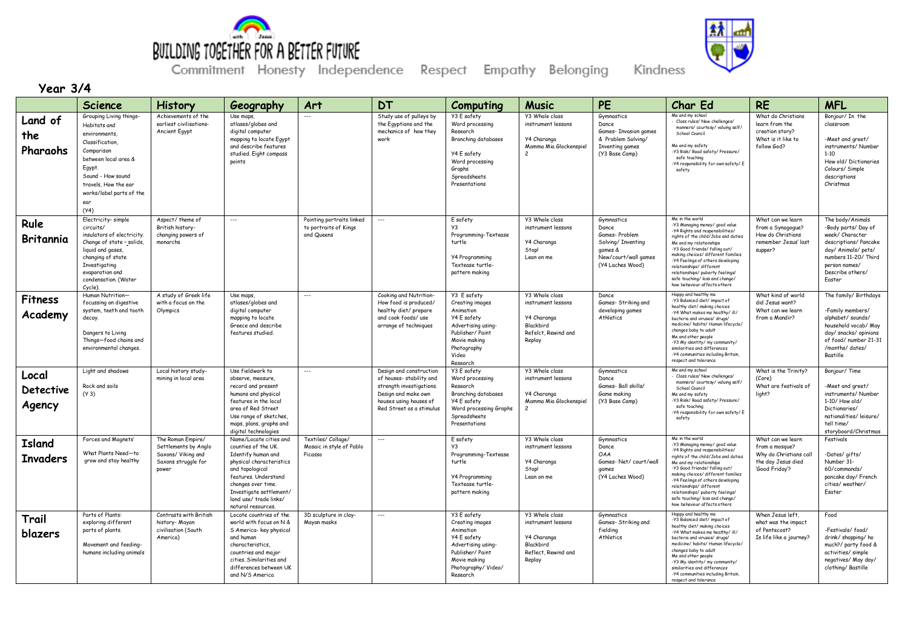# BUILDING TOGETHER FOR A BETTER FUTURE

Commitment Honesty Independence Respect Empathy Belonging Kindness

## Year 3/4

| | Science | History | Geography | Art | DT | Computing | Music | PE | Char Ed | RE | MFL |
|---|---|---|---|---|---|---|---|---|---|---|---|
| **Land of the Pharaohs** | Grouping Living things- Habitats and environments, Classification, Comparison between local area & Egypt. Sound - How sound travels, How the ear works/label parts of the ear (Y4) | Achievements of the earliest civilisations- Ancient Egypt | Use maps, atlases/globes and digital computer mapping to locate Egypt and describe features studied. Eight compass points | --- | Study use of pulleys by the Egyptians and the mechanics of how they work | Y3 E safety Word processing Research Branching databases Y4 E safety Word processing Graphs Spreadsheets Presentations | Y3 Whole class instrument lessons Y4 Charanga Mamma Mia Glockenspiel 2 | Gymnastics Dance Games- Invasion games & Problem Solving/ Inventing games (Y3 Base Camp) | Me and my school - Class rules/ New challenges/ manners/ courtesy/ valuing self/ School Council Me and my safety -Y3 Risk/ Road safety/ Pressure/ safe touching -Y4 responsibility for own safety/ E safety | What do Christians learn from the creation story? What is it like to follow God? | Bonjour/ In the classroom -Meet and greet/ instruments/ Number 1-10 How old/ Dictionaries Colours/ Simple descriptions Christmas |
| **Rule Britannia** | Electricity- simple circuits/ insulators of electricity. Change of state –solids, liquid and gases, changing of state Investigating evaporation and condensation. (Water Cycle). | Aspect/ theme of British history- changing powers of monarchs | --- | Painting portraits linked to portraits of Kings and Queens | --- | E safety Y3 Programming-Textease turtle Y4 Programming Textease turtle- pattern making | Y3 Whole class instrument lessons Y4 Charanga Stop! Lean on me | Gymnastics Dance Games- Problem Solving/ Inventing games & New/court/wall games (Y4 Laches Wood) | Me in the world -Y3 Managing money/ good value -Y4 Rights and responsibilities/ rights of the child/Jobs and duties Me and my relationships -Y3 Good friends/ falling out/ making choices/ different families -Y4 Feelings of others developing relationships/ different relationships/ puberty feelings/ safe touching/ loss and change/ how behaviour affects others | What can we learn from a Synagogue? How do Christians remember Jesus' last supper? | The body/Animals -Body parts/ Day of week/ Character descriptions/ Pancake day/ Animals/ pets/ numbers 11-20/ Third person names/ Describe others/ Easter |
| **Fitness Academy** | Human Nutrition—focussing on digestive system, teeth and tooth decay. Dangers to Living Things—food chains and environmental changes. | A study of Greek life with a focus on the Olympics | Use maps, atlases/globes and digital computer mapping to locate Greece and describe features studied. | --- | Cooking and Nutrition- How food is produced/ healthy diet/ prepare and cook foods/ use arrange of techniques | Y3 E safety Creating images Animation Y4 E safety Advertising using- Publisher/ Paint Movie making Photography Video Research | Y3 Whole class instrument lessons Y4 Charanga Blackbird Refelct, Rewind and Replay | Dance Games- Striking and developing games Athletics | Happy and healthy me -Y3 Balanced diet/ impact of healthy diet/ making choices -Y4 What makes me healthy/ ill/ bacteria and viruses/ drugs/ medicine/ habits/ Human lifecycle/ changes baby to adult Me and other people -Y3 My identity/ my community/ similarities and differences -Y4 communities including Britain, respect and tolerance | What kind of world did Jesus want? What can we learn from a Mandir? | The family/ Birthdays -Family members/ alphabet/ sounds/ household vocab/ May day/ snacks/ opinions of food/ number 21-31 /months/ dates/ Bastille |
| **Local Detective Agency** | Light and shadows Rock and soils (Y 3) | Local history study- mining in local area | Use fieldwork to observe, measure, record and present humans and physical features in the local area of Red Street Use range of sketches, maps, plans, graphs and digital technologies | --- | Design and construction of houses- stability and strength investigations. Design and make own houses using houses of Red Street as a stimulus | Y3 E safety Word processing Research Branching databases Y4 E safety Word processing Graphs Spreadsheets Presentations | Y3 Whole class instrument lessons Y4 Charanga Mamma Mia Glockenspiel 2 | Gymnastics Dance Games- Ball skills/ Game making (Y3 Base Camp) | Me and my school - Class rules/ New challenges/ manners/ courtesy/ valuing self/ School Council Me and my safety -Y3 Risk/ Road safety/ Pressure/ safe touching -Y4 responsibility for own safety/ E safety | What is the Trinity? (Core) What are festivals of light? | Bonjour/ Time -Meet and greet/ instruments/ Number 1-10/ How old/ Dictionaries/ nationalities/ leisure/ tell time/ storyboard/Christmas |
| **Island Invaders** | Forces and Magnets' What Plants Need—to grow and stay healthy | The Roman Empire/ Settlements by Anglo Saxons/ Viking and Saxons struggle for power | Name/Locate cities and counties of the UK. Identify human and physical characteristics and topological features. Understand changes over time. Investigate settlement/ land use/ trade links/ natural resources. | Textiles/ Collage/ Mosaic in style of Pablo Picasso | --- | E safety Y3 Programming-Textease turtle Y4 Programming Textease turtle- pattern making | Y3 Whole class instrument lessons Y4 Charanga Stop! Lean on me | Gymnastics Dance OAA Games- Net/ court/wall games (Y4 Laches Wood) | Me in the world -Y3 Managing money/ good value -Y4 Rights and responsibilities/ rights of the child/Jobs and duties Me and my relationships -Y3 Good friends/ falling out/ making choices/ different families -Y4 Feelings of others developing relationships/ different relationships/ puberty feelings/ safe touching/ loss and change/ how behaviour affects others | What can we learn from a mosque? Why do Christians call the day Jesus died 'Good Friday'? | Festivals -Dates/ gifts/ Number 31-60/commands/ pancake day/ French cities/ weather/ Esater |
| **Trail blazers** | Parts of Plants: exploring different parts of plants. Movement and feeding- humans including animals | Contrasts with British history- Mayan civilisation (South America) | Locate countries of the world with focus on N & S America- key physical and human characteristics, countries and major cities. Similarities and differences between UK and N/S America | 3D sculpture in clay- Mayan masks | --- | Y3 E safety Creating images Animation Y4 E safety Advertising using- Publisher/ Paint Movie making Photography/ Video/ Research | Y3 Whole class instrument lessons Y4 Charanga Blackbird Reflect, Rewind and Replay | Gymnastics Games- Striking and fielding Athletics | Happy and healthy me -Y3 Balanced diet/ impact of healthy diet/ making choices -Y4 What makes me healthy/ ill/ bacteria and viruses/ drugs/ medicine/ habits/ Human lifecycle/ changes baby to adult Me and other people -Y3 My identity/ my community/ similarities and differences -Y4 communities including Britain, respect and tolerance | When Jesus left, what was the impact of Pentecost? Is life like a journey? | Food -Festivals/ food/ drink/ shopping/ ho much?/ party food & activities/ simple negatives/ May day/ clothing/ Bastille |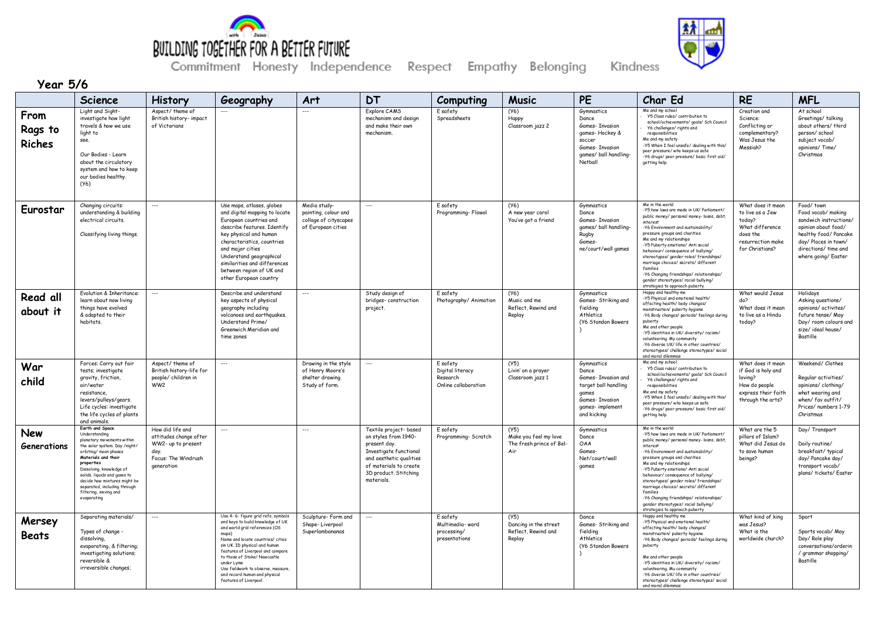# BUILDING TOGETHER FOR A BETTER FUTURE

Commitment Honesty Independence Respect Empathy Belonging Kindness

## Year 5/6

| | Science | History | Geography | Art | DT | Computing | Music | PE | Char Ed | RE | MFL |
|---|---|---|---|---|---|---|---|---|---|---|---|
| **From Rags to Riches** | Light and Sight- investigate how light travels & how we use light to see. Our Bodies - Learn about the circulatory system and how to keep our bodies healthy. (Y6) | Aspect/ theme of British history- impact of Victorians | --- | --- | Explore CAMS mechanism and design and make their own mechanism. | E safety Spreadsheets | (Y6) Happy Classroom jazz 2 | Gymnastics Dance Games- Invasion games- Hockey & soccer Games- Invasion games/ ball handling- Netball | Me and my school - Y5 Class rules/ contribution to school/achievements/ goals/ Sch Council - Y6 challenges/ rights and responsibilities Me and my safety -Y5 When I feel unsafe/ dealing with this/ peer pressure/ who keeps us safe -Y6 drugs/ peer pressure/ basic first aid/ getting help. | Creation and Science: Conflicting or complementary? Was Jesus the Messiah? | At school Greetings/ talking about others/ third person/ school subject vocab/ opinions/ Time/ Christmas |
| **Eurostar** | Changing circuits: understanding & building electrical circuits. Classifying living things. | --- | Use maps, atlases, globes and digital mapping to locate European countries and describe features. Identify key physical and human characteristics, countries and major cities Understand geographical similarities and differences between region of UK and other European country | Media study- painting, colour and collage of cityscapes of European cities | --- | E safety Programming- Flowol | (Y6) A new year carol You've got a friend | Gymnastics Dance Games- Invasion games/ ball handling- Rugby Games- ne/court/wall games | Me in the world -Y5 how laws are made in UK/ Parliament/ public money/ personal money- loans, debt, interest -Y6 Environment and sustainability/ pressure groups and charities Me and my relationships -Y5 Puberty emotions/ Anti social behaviour/ consequence of bullying/ stereotypes/ gender roles/ friendships/ marriage choices/ secrets/ different families -Y6 Changing friendships/ relationships/ gender stereotypes/ racial bullying/ strategies to approach puberty | What does it mean to live as a Jew today? What difference does the resurrection make for Christians? | Food/ town Food vocab/ making sandwich instructions/ opinion about food/ healthy food/ Pancake day/ Places in town/ directions/ time and where going/ Easter |
| **Read all about it** | Evolution & Inheritance: learn about how living things have evolved & adapted to their habitats. | --- | Describe and understand key aspects of physical geography including volcanoes and earthquakes. Understand Prime/ Greenwich Meridian and time zones | --- | Study design of bridges- construction project. | E safety Photography/ Animation | (Y6) Music and me Reflect, Rewind and Replay | Gymnastics Games- Striking and fielding Athletics (Y6 Standon Bowers ) | Happy and healthy me -Y5 Physical and emotional health/ affecting health/ body changes/ menstruation/ puberty hygiene -Y6 Body changes/ periods/ feelings during puberty Me and other people -Y5 identities in UK/ diversity/ racism/ volunteering. My community -Y6 diverse UK/ life in other countries/ stereotypes/ challenge stereotypes/ social and moral dilemmas | What would Jesus do? What does it mean to live as a Hindu today? | Holidays Asking questions/ opinions/ activites/ future tense/ May Day/ room colours and size/ ideal house/ Bastille |
| **War child** | Forces: Carry out fair tests; investigate gravity, friction, air/water resistance, levers/pulleys/gears. Life cycles: investigate the life cycles of plants and animals. | Aspect/ theme of British history-life for people/ children in WW2 | --- | Drawing in the style of Henry Moore's shelter drawing. Study of form. | --- | E safety Digital literacy Research Online collaboration | (Y5) Livin' on a prayer Classroom jazz 1 | Gymnastics Dance Games- Invasion and target ball handling games Games- Invasion games- implement and kicking | Me and my school - Y5 Class rules/ contribution to school/achievements/ goals/ Sch Council - Y6 challenges/ rights and responsibilities Me and my safety -Y5 When I feel unsafe/ dealing with this/ peer pressure/ who keeps us safe -Y6 drugs/ peer pressure/ basic first aid/ getting help. | What does it mean if God is holy and loving? How do people express their faith through the arts? | Weekend/ Clothes Regular activities/ opinions/ clothing/ what wearing and when/ fav outfit/ Prices/ numbers 1-79 Christmas |
| **New Generations** | **Earth and Space.** Understanding planetary movements within the solar system. Day /night/ orbiting/ moon phases **Materials and their properties** Dissolving, knowledge of solids, liquids and gases to decide how mixtures might be separated, including through filtering, sieving and evaporating | How did life and attitudes change after WW2- up to present day. Focus: The Windrush generation | --- | --- | Textile project- based on styles from 1940- present day. Investigate functional and aesthetic qualities of materials to create 3D product. Stitching materials. | E safety Programming- Scratch | (Y5) Make you feel my love The fresh prince of Bel- Air | Gymnastics Dance OAA Games- Net/court/wall games | Me in the world -Y5 how laws are made in UK/ Parliament/ public money/ personal money- loans, debt, interest -Y6 Environment and sustainability/ pressure groups and charities Me and my relationships -Y5 Puberty emotions/ Anti social behaviour/ consequence of bullying/ stereotypes/ gender roles/ friendships/ marriage choices/ secrets/ different families -Y6 Changing friendships/ relationships/ gender stereotypes/ racial bullying/ strategies to approach puberty | What are the 5 pillars of Islam? What did Jesus do to save human beings? | Day/ Transport Daily routine/ breakfast/ typical day/ Pancake day/ transport vocab/ plans/ tickets/ Easter |
| **Mersey Beats** | Separating materials/ Types of change - dissolving, evaporating, & filtering; investigating solutions; reversible & irreversible changes; | --- | Use 4- 6- figure grid refs, symbols and keys to build knowledge of UK and world grid references (OS maps) Name and locate countries/ cities sin UK. ID physical and human features of Liverpool and compare to those of Stoke/ Newcastle under Lyme Use fieldwork to observe, measure, and record human and physical features of Liverpool. | Sculpture- Form and Shape- Liverpool Superlambananas | --- | E safety Multimedia- word processing/ presentations | (Y5) Dancing in the street Reflect, Rewind and Replay | Dance Games- Striking and fielding Athletics (Y6 Standon Bowers ) | Happy and healthy me -Y5 Physical and emotional health/ affecting health/ body changes/ menstruation/ puberty hygiene -Y6 Body changes/ periods/ feelings during puberty Me and other people -Y5 identities in UK/ diversity/ racism/ volunteering. My community -Y6 diverse UK/ life in other countries/ stereotypes/ challenge stereotypes/ social and moral dilemmas | What kind of king was Jesus? What is the worldwide church? | Sport Sports vocab/ May Day/ Role play conversations/orderin / grammar shopping/ Bastille |